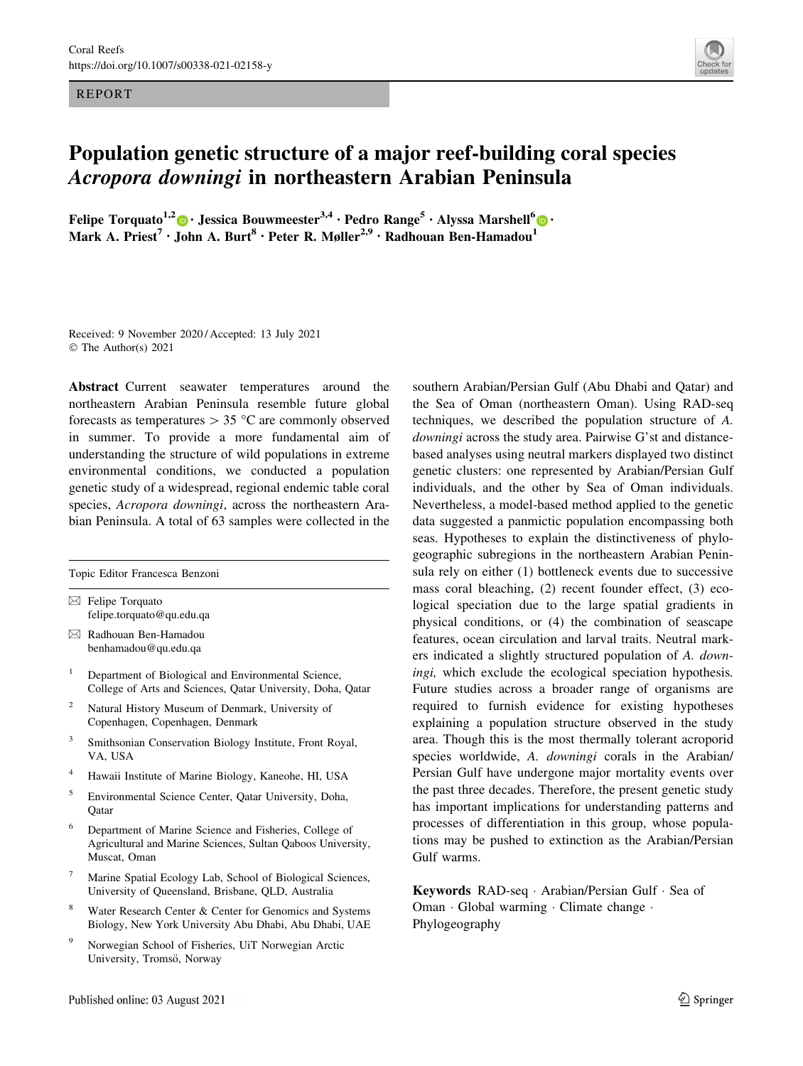REPORT

# Population genetic structure of a major reef-building coral species *Acropora downingi* in northeastern Arabian Peninsula

**Felipe Torquato[1,2] · Jessica Bouwmeester[3,4] · Pedro Range[5] · Alyssa Marshell[6] · Mark A. Priest[7] · John A. Burt[8] · Peter R. Møller[2,9] · Radhouan Ben-Hamadou[1]**

Received: 9 November 2020 / Accepted: 13 July 2021
© The Author(s) 2021

**Abstract** Current seawater temperatures around the northeastern Arabian Peninsula resemble future global forecasts as temperatures > 35 °C are commonly observed in summer. To provide a more fundamental aim of understanding the structure of wild populations in extreme environmental conditions, we conducted a population genetic study of a widespread, regional endemic table coral species, *Acropora downingi*, across the northeastern Arabian Peninsula. A total of 63 samples were collected in the southern Arabian/Persian Gulf (Abu Dhabi and Qatar) and the Sea of Oman (northeastern Oman). Using RAD-seq techniques, we described the population structure of *A. downingi* across the study area. Pairwise G'st and distance-based analyses using neutral markers displayed two distinct genetic clusters: one represented by Arabian/Persian Gulf individuals, and the other by Sea of Oman individuals. Nevertheless, a model-based method applied to the genetic data suggested a panmictic population encompassing both seas. Hypotheses to explain the distinctiveness of phylogeographic subregions in the northeastern Arabian Peninsula rely on either (1) bottleneck events due to successive mass coral bleaching, (2) recent founder effect, (3) ecological speciation due to the large spatial gradients in physical conditions, or (4) the combination of seascape features, ocean circulation and larval traits. Neutral markers indicated a slightly structured population of *A. downingi,* which exclude the ecological speciation hypothesis. Future studies across a broader range of organisms are required to furnish evidence for existing hypotheses explaining a population structure observed in the study area. Though this is the most thermally tolerant acroporid species worldwide, *A. downingi* corals in the Arabian/Persian Gulf have undergone major mortality events over the past three decades. Therefore, the present genetic study has important implications for understanding patterns and processes of differentiation in this group, whose populations may be pushed to extinction as the Arabian/Persian Gulf warms.

**Keywords** RAD-seq · Arabian/Persian Gulf · Sea of Oman · Global warming · Climate change · Phylogeography

---

Topic Editor Francesca Benzoni

✉ Felipe Torquato
felipe.torquato@qu.edu.qa

✉ Radhouan Ben-Hamadou
benhamadou@qu.edu.qa

[1] Department of Biological and Environmental Science, College of Arts and Sciences, Qatar University, Doha, Qatar

[2] Natural History Museum of Denmark, University of Copenhagen, Copenhagen, Denmark

[3] Smithsonian Conservation Biology Institute, Front Royal, VA, USA

[4] Hawaii Institute of Marine Biology, Kaneohe, HI, USA

[5] Environmental Science Center, Qatar University, Doha, Qatar

[6] Department of Marine Science and Fisheries, College of Agricultural and Marine Sciences, Sultan Qaboos University, Muscat, Oman

[7] Marine Spatial Ecology Lab, School of Biological Sciences, University of Queensland, Brisbane, QLD, Australia

[8] Water Research Center & Center for Genomics and Systems Biology, New York University Abu Dhabi, Abu Dhabi, UAE

[9] Norwegian School of Fisheries, UiT Norwegian Arctic University, Tromsö, Norway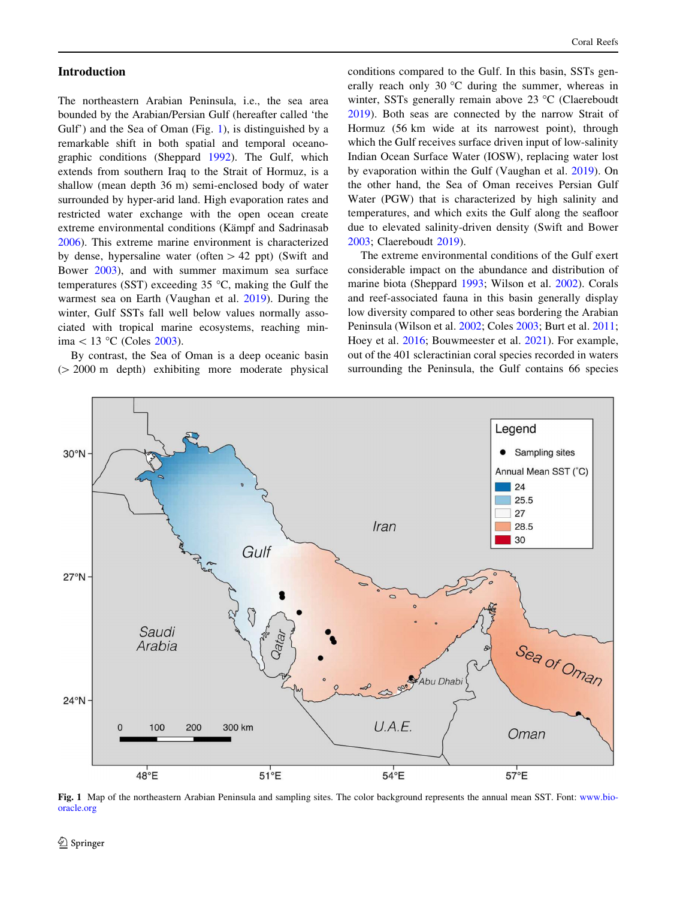## Introduction

The northeastern Arabian Peninsula, i.e., the sea area bounded by the Arabian/Persian Gulf (hereafter called 'the Gulf') and the Sea of Oman (Fig. 1), is distinguished by a remarkable shift in both spatial and temporal oceanographic conditions (Sheppard 1992). The Gulf, which extends from southern Iraq to the Strait of Hormuz, is a shallow (mean depth 36 m) semi-enclosed body of water surrounded by hyper-arid land. High evaporation rates and restricted water exchange with the open ocean create extreme environmental conditions (Kämpf and Sadrinasab 2006). This extreme marine environment is characterized by dense, hypersaline water (often > 42 ppt) (Swift and Bower 2003), and with summer maximum sea surface temperatures (SST) exceeding 35 °C, making the Gulf the warmest sea on Earth (Vaughan et al. 2019). During the winter, Gulf SSTs fall well below values normally associated with tropical marine ecosystems, reaching minima < 13 °C (Coles 2003).

By contrast, the Sea of Oman is a deep oceanic basin (> 2000 m depth) exhibiting more moderate physical conditions compared to the Gulf. In this basin, SSTs generally reach only 30 °C during the summer, whereas in winter, SSTs generally remain above 23 °C (Claereboudt 2019). Both seas are connected by the narrow Strait of Hormuz (56 km wide at its narrowest point), through which the Gulf receives surface driven input of low-salinity Indian Ocean Surface Water (IOSW), replacing water lost by evaporation within the Gulf (Vaughan et al. 2019). On the other hand, the Sea of Oman receives Persian Gulf Water (PGW) that is characterized by high salinity and temperatures, and which exits the Gulf along the seafloor due to elevated salinity-driven density (Swift and Bower 2003; Claereboudt 2019).

The extreme environmental conditions of the Gulf exert considerable impact on the abundance and distribution of marine biota (Sheppard 1993; Wilson et al. 2002). Corals and reef-associated fauna in this basin generally display low diversity compared to other seas bordering the Arabian Peninsula (Wilson et al. 2002; Coles 2003; Burt et al. 2011; Hoey et al. 2016; Bouwmeester et al. 2021). For example, out of the 401 scleractinian coral species recorded in waters surrounding the Peninsula, the Gulf contains 66 species

**Fig. 1** Map of the northeastern Arabian Peninsula and sampling sites. The color background represents the annual mean SST. Font: www.bio-oracle.org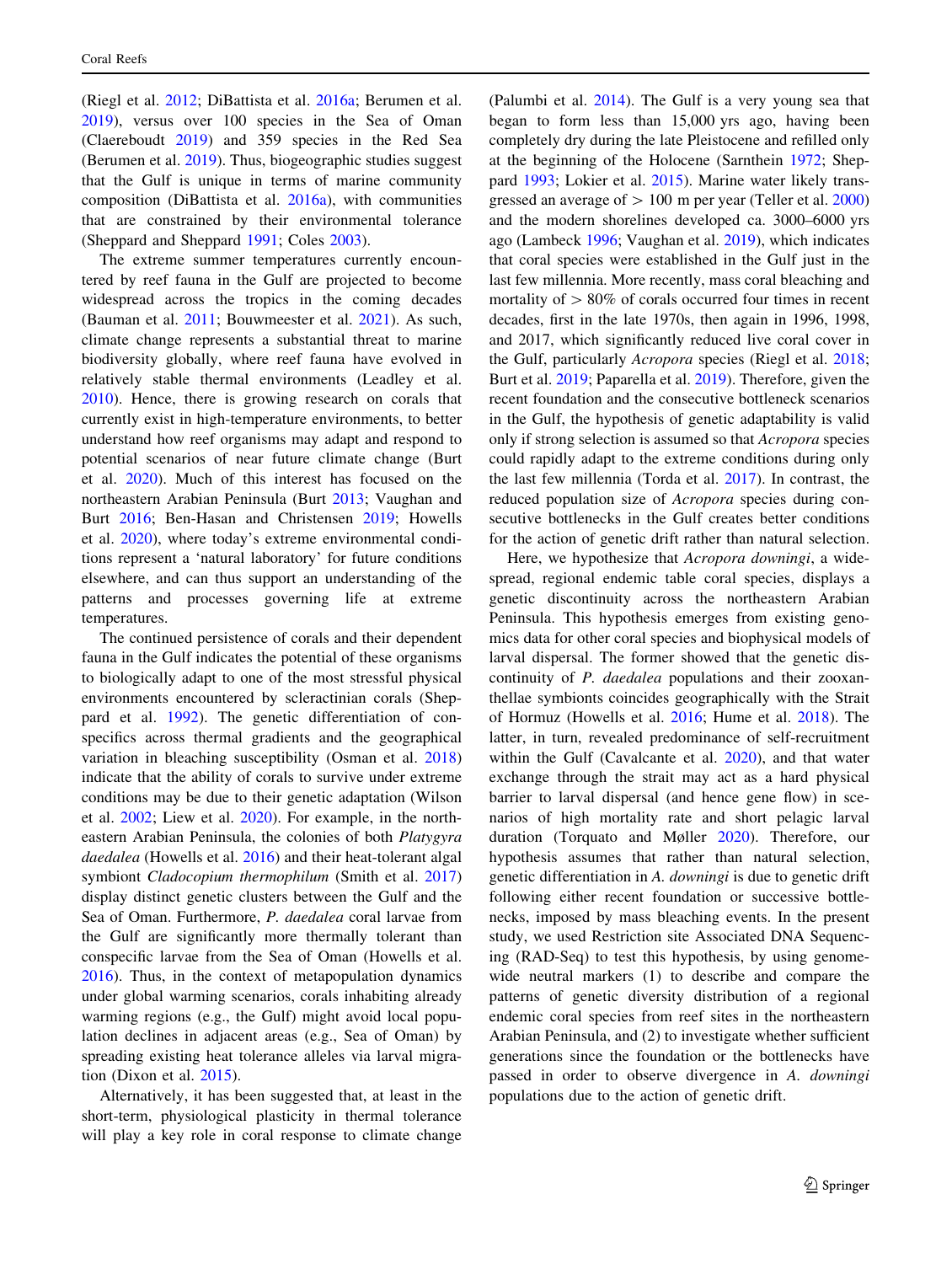(Riegl et al. 2012; DiBattista et al. 2016a; Berumen et al. 2019), versus over 100 species in the Sea of Oman (Claereboudt 2019) and 359 species in the Red Sea (Berumen et al. 2019). Thus, biogeographic studies suggest that the Gulf is unique in terms of marine community composition (DiBattista et al. 2016a), with communities that are constrained by their environmental tolerance (Sheppard and Sheppard 1991; Coles 2003).

The extreme summer temperatures currently encountered by reef fauna in the Gulf are projected to become widespread across the tropics in the coming decades (Bauman et al. 2011; Bouwmeester et al. 2021). As such, climate change represents a substantial threat to marine biodiversity globally, where reef fauna have evolved in relatively stable thermal environments (Leadley et al. 2010). Hence, there is growing research on corals that currently exist in high-temperature environments, to better understand how reef organisms may adapt and respond to potential scenarios of near future climate change (Burt et al. 2020). Much of this interest has focused on the northeastern Arabian Peninsula (Burt 2013; Vaughan and Burt 2016; Ben-Hasan and Christensen 2019; Howells et al. 2020), where today's extreme environmental conditions represent a 'natural laboratory' for future conditions elsewhere, and can thus support an understanding of the patterns and processes governing life at extreme temperatures.

The continued persistence of corals and their dependent fauna in the Gulf indicates the potential of these organisms to biologically adapt to one of the most stressful physical environments encountered by scleractinian corals (Sheppard et al. 1992). The genetic differentiation of conspecifics across thermal gradients and the geographical variation in bleaching susceptibility (Osman et al. 2018) indicate that the ability of corals to survive under extreme conditions may be due to their genetic adaptation (Wilson et al. 2002; Liew et al. 2020). For example, in the northeastern Arabian Peninsula, the colonies of both *Platygyra daedalea* (Howells et al. 2016) and their heat-tolerant algal symbiont *Cladocopium thermophilum* (Smith et al. 2017) display distinct genetic clusters between the Gulf and the Sea of Oman. Furthermore, *P. daedalea* coral larvae from the Gulf are significantly more thermally tolerant than conspecific larvae from the Sea of Oman (Howells et al. 2016). Thus, in the context of metapopulation dynamics under global warming scenarios, corals inhabiting already warming regions (e.g., the Gulf) might avoid local population declines in adjacent areas (e.g., Sea of Oman) by spreading existing heat tolerance alleles via larval migration (Dixon et al. 2015).

Alternatively, it has been suggested that, at least in the short-term, physiological plasticity in thermal tolerance will play a key role in coral response to climate change (Palumbi et al. 2014). The Gulf is a very young sea that began to form less than 15,000 yrs ago, having been completely dry during the late Pleistocene and refilled only at the beginning of the Holocene (Sarnthein 1972; Sheppard 1993; Lokier et al. 2015). Marine water likely transgressed an average of $>$ 100 m per year (Teller et al. 2000) and the modern shorelines developed ca. 3000–6000 yrs ago (Lambeck 1996; Vaughan et al. 2019), which indicates that coral species were established in the Gulf just in the last few millennia. More recently, mass coral bleaching and mortality of $>$ 80% of corals occurred four times in recent decades, first in the late 1970s, then again in 1996, 1998, and 2017, which significantly reduced live coral cover in the Gulf, particularly *Acropora* species (Riegl et al. 2018; Burt et al. 2019; Paparella et al. 2019). Therefore, given the recent foundation and the consecutive bottleneck scenarios in the Gulf, the hypothesis of genetic adaptability is valid only if strong selection is assumed so that *Acropora* species could rapidly adapt to the extreme conditions during only the last few millennia (Torda et al. 2017). In contrast, the reduced population size of *Acropora* species during consecutive bottlenecks in the Gulf creates better conditions for the action of genetic drift rather than natural selection.

Here, we hypothesize that *Acropora downingi*, a widespread, regional endemic table coral species, displays a genetic discontinuity across the northeastern Arabian Peninsula. This hypothesis emerges from existing genomics data for other coral species and biophysical models of larval dispersal. The former showed that the genetic discontinuity of *P. daedalea* populations and their zooxanthellae symbionts coincides geographically with the Strait of Hormuz (Howells et al. 2016; Hume et al. 2018). The latter, in turn, revealed predominance of self-recruitment within the Gulf (Cavalcante et al. 2020), and that water exchange through the strait may act as a hard physical barrier to larval dispersal (and hence gene flow) in scenarios of high mortality rate and short pelagic larval duration (Torquato and Møller 2020). Therefore, our hypothesis assumes that rather than natural selection, genetic differentiation in *A. downingi* is due to genetic drift following either recent foundation or successive bottlenecks, imposed by mass bleaching events. In the present study, we used Restriction site Associated DNA Sequencing (RAD-Seq) to test this hypothesis, by using genome-wide neutral markers (1) to describe and compare the patterns of genetic diversity distribution of a regional endemic coral species from reef sites in the northeastern Arabian Peninsula, and (2) to investigate whether sufficient generations since the foundation or the bottlenecks have passed in order to observe divergence in *A. downingi* populations due to the action of genetic drift.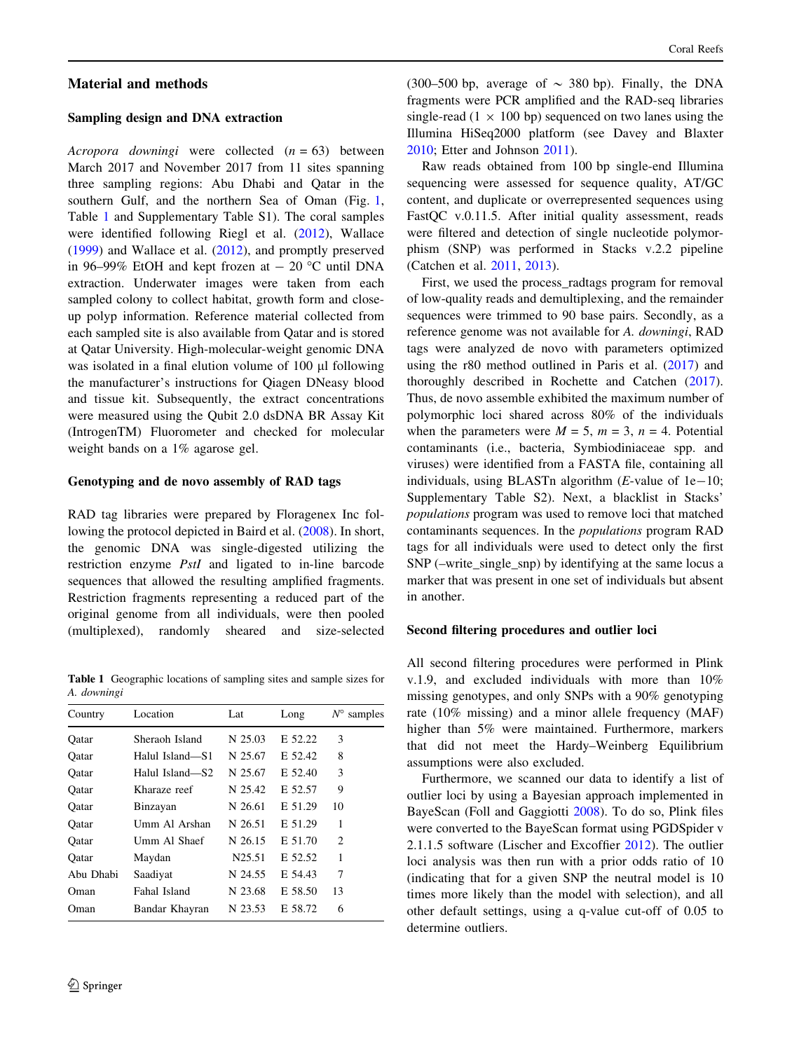## Material and methods

### Sampling design and DNA extraction

*Acropora downingi* were collected ($n = 63$) between March 2017 and November 2017 from 11 sites spanning three sampling regions: Abu Dhabi and Qatar in the southern Gulf, and the northern Sea of Oman (Fig. 1, Table 1 and Supplementary Table S1). The coral samples were identified following Riegl et al. (2012), Wallace (1999) and Wallace et al. (2012), and promptly preserved in 96–99% EtOH and kept frozen at − 20 °C until DNA extraction. Underwater images were taken from each sampled colony to collect habitat, growth form and close-up polyp information. Reference material collected from each sampled site is also available from Qatar and is stored at Qatar University. High-molecular-weight genomic DNA was isolated in a final elution volume of 100 µl following the manufacturer's instructions for Qiagen DNeasy blood and tissue kit. Subsequently, the extract concentrations were measured using the Qubit 2.0 dsDNA BR Assay Kit (IntrogenTM) Fluorometer and checked for molecular weight bands on a 1% agarose gel.

### Genotyping and de novo assembly of RAD tags

RAD tag libraries were prepared by Floragenex Inc following the protocol depicted in Baird et al. (2008). In short, the genomic DNA was single-digested utilizing the restriction enzyme *PstI* and ligated to in-line barcode sequences that allowed the resulting amplified fragments. Restriction fragments representing a reduced part of the original genome from all individuals, were then pooled (multiplexed), randomly sheared and size-selected (300–500 bp, average of ~ 380 bp). Finally, the DNA fragments were PCR amplified and the RAD-seq libraries single-read (1 × 100 bp) sequenced on two lanes using the Illumina HiSeq2000 platform (see Davey and Blaxter 2010; Etter and Johnson 2011).

Table 1 Geographic locations of sampling sites and sample sizes for *A. downingi*

| Country | Location | Lat | Long | N° samples |
|---|---|---|---|---|
| Qatar | Sheraoh Island | N 25.03 | E 52.22 | 3 |
| Qatar | Halul Island—S1 | N 25.67 | E 52.42 | 8 |
| Qatar | Halul Island—S2 | N 25.67 | E 52.40 | 3 |
| Qatar | Kharaze reef | N 25.42 | E 52.57 | 9 |
| Qatar | Binzayan | N 26.61 | E 51.29 | 10 |
| Qatar | Umm Al Arshan | N 26.51 | E 51.29 | 1 |
| Qatar | Umm Al Shaef | N 26.15 | E 51.70 | 2 |
| Qatar | Maydan | N25.51 | E 52.52 | 1 |
| Abu Dhabi | Saadiyat | N 24.55 | E 54.43 | 7 |
| Oman | Fahal Island | N 23.68 | E 58.50 | 13 |
| Oman | Bandar Khayran | N 23.53 | E 58.72 | 6 |

Raw reads obtained from 100 bp single-end Illumina sequencing were assessed for sequence quality, AT/GC content, and duplicate or overrepresented sequences using FastQC v.0.11.5. After initial quality assessment, reads were filtered and detection of single nucleotide polymorphism (SNP) was performed in Stacks v.2.2 pipeline (Catchen et al. 2011, 2013).

First, we used the process_radtags program for removal of low-quality reads and demultiplexing, and the remainder sequences were trimmed to 90 base pairs. Secondly, as a reference genome was not available for *A. downingi*, RAD tags were analyzed de novo with parameters optimized using the r80 method outlined in Paris et al. (2017) and thoroughly described in Rochette and Catchen (2017). Thus, de novo assemble exhibited the maximum number of polymorphic loci shared across 80% of the individuals when the parameters were $M = 5$, $m = 3$, $n = 4$. Potential contaminants (i.e., bacteria, Symbiodiniaceae spp. and viruses) were identified from a FASTA file, containing all individuals, using BLASTn algorithm (*E*-value of 1e−10; Supplementary Table S2). Next, a blacklist in Stacks' *populations* program was used to remove loci that matched contaminants sequences. In the *populations* program RAD tags for all individuals were used to detect only the first SNP (–write_single_snp) by identifying at the same locus a marker that was present in one set of individuals but absent in another.

### Second filtering procedures and outlier loci

All second filtering procedures were performed in Plink v.1.9, and excluded individuals with more than 10% missing genotypes, and only SNPs with a 90% genotyping rate (10% missing) and a minor allele frequency (MAF) higher than 5% were maintained. Furthermore, markers that did not meet the Hardy–Weinberg Equilibrium assumptions were also excluded.

Furthermore, we scanned our data to identify a list of outlier loci by using a Bayesian approach implemented in BayeScan (Foll and Gaggiotti 2008). To do so, Plink files were converted to the BayeScan format using PGDSpider v 2.1.1.5 software (Lischer and Excoffier 2012). The outlier loci analysis was then run with a prior odds ratio of 10 (indicating that for a given SNP the neutral model is 10 times more likely than the model with selection), and all other default settings, using a q-value cut-off of 0.05 to determine outliers.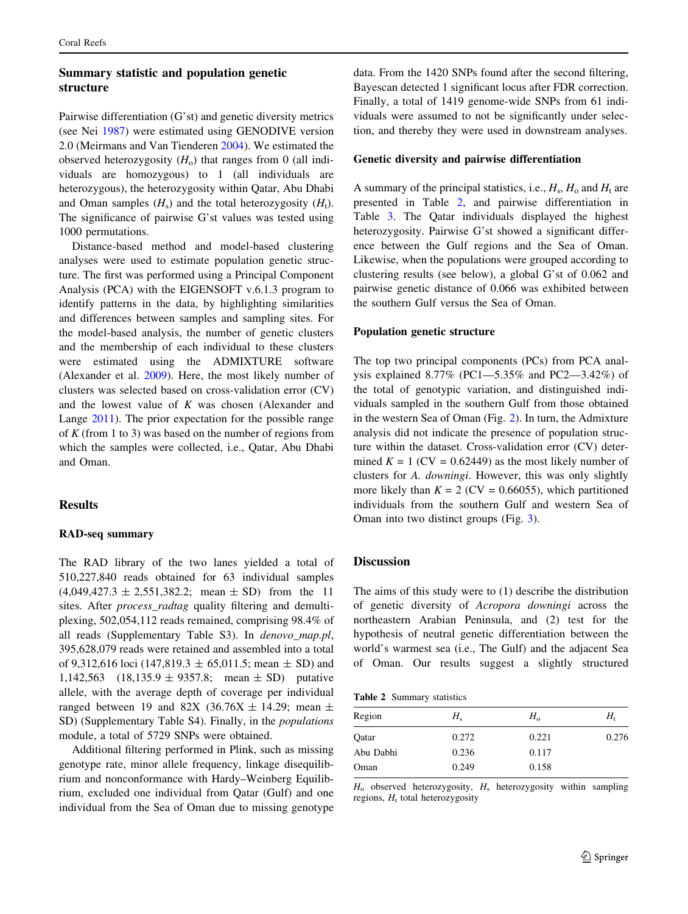### Summary statistic and population genetic structure

Pairwise differentiation (G'st) and genetic diversity metrics (see Nei 1987) were estimated using GENODIVE version 2.0 (Meirmans and Van Tienderen 2004). We estimated the observed heterozygosity ($H_o$) that ranges from 0 (all individuals are homozygous) to 1 (all individuals are heterozygous), the heterozygosity within Qatar, Abu Dhabi and Oman samples ($H_s$) and the total heterozygosity ($H_t$). The significance of pairwise G'st values was tested using 1000 permutations.

Distance-based method and model-based clustering analyses were used to estimate population genetic structure. The first was performed using a Principal Component Analysis (PCA) with the EIGENSOFT v.6.1.3 program to identify patterns in the data, by highlighting similarities and differences between samples and sampling sites. For the model-based analysis, the number of genetic clusters and the membership of each individual to these clusters were estimated using the ADMIXTURE software (Alexander et al. 2009). Here, the most likely number of clusters was selected based on cross-validation error (CV) and the lowest value of $K$ was chosen (Alexander and Lange 2011). The prior expectation for the possible range of $K$ (from 1 to 3) was based on the number of regions from which the samples were collected, i.e., Qatar, Abu Dhabi and Oman.

## Results

### RAD-seq summary

The RAD library of the two lanes yielded a total of 510,227,840 reads obtained for 63 individual samples (4,049,427.3 ± 2,551,382.2; mean ± SD) from the 11 sites. After *process_radtag* quality filtering and demultiplexing, 502,054,112 reads remained, comprising 98.4% of all reads (Supplementary Table S3). In *denovo_map.pl*, 395,628,079 reads were retained and assembled into a total of 9,312,616 loci (147,819.3 ± 65,011.5; mean ± SD) and 1,142,563 (18,135.9 ± 9357.8; mean ± SD) putative allele, with the average depth of coverage per individual ranged between 19 and 82X (36.76X ± 14.29; mean ± SD) (Supplementary Table S4). Finally, in the *populations* module, a total of 5729 SNPs were obtained.

Additional filtering performed in Plink, such as missing genotype rate, minor allele frequency, linkage disequilibrium and nonconformance with Hardy–Weinberg Equilibrium, excluded one individual from Qatar (Gulf) and one individual from the Sea of Oman due to missing genotype data. From the 1420 SNPs found after the second filtering, Bayescan detected 1 significant locus after FDR correction. Finally, a total of 1419 genome-wide SNPs from 61 individuals were assumed to not be significantly under selection, and thereby they were used in downstream analyses.

### Genetic diversity and pairwise differentiation

A summary of the principal statistics, i.e., $H_s$, $H_o$ and $H_t$ are presented in Table 2, and pairwise differentiation in Table 3. The Qatar individuals displayed the highest heterozygosity. Pairwise G'st showed a significant difference between the Gulf regions and the Sea of Oman. Likewise, when the populations were grouped according to clustering results (see below), a global G'st of 0.062 and pairwise genetic distance of 0.066 was exhibited between the southern Gulf versus the Sea of Oman.

### Population genetic structure

The top two principal components (PCs) from PCA analysis explained 8.77% (PC1—5.35% and PC2—3.42%) of the total of genotypic variation, and distinguished individuals sampled in the southern Gulf from those obtained in the western Sea of Oman (Fig. 2). In turn, the Admixture analysis did not indicate the presence of population structure within the dataset. Cross-validation error (CV) determined $K = 1$ (CV = 0.62449) as the most likely number of clusters for *A. downingi*. However, this was only slightly more likely than $K = 2$ (CV = 0.66055), which partitioned individuals from the southern Gulf and western Sea of Oman into two distinct groups (Fig. 3).

## Discussion

The aims of this study were to (1) describe the distribution of genetic diversity of *Acropora downingi* across the northeastern Arabian Peninsula, and (2) test for the hypothesis of neutral genetic differentiation between the world's warmest sea (i.e., The Gulf) and the adjacent Sea of Oman. Our results suggest a slightly structured

**Table 2** Summary statistics

| Region | $H_s$ | $H_o$ | $H_t$ |
|---|---|---|---|
| Qatar | 0.272 | 0.221 | 0.276 |
| Abu Dabhi | 0.236 | 0.117 | |
| Oman | 0.249 | 0.158 | |

$H_o$ observed heterozygosity, $H_s$ heterozygosity within sampling regions, $H_t$ total heterozygosity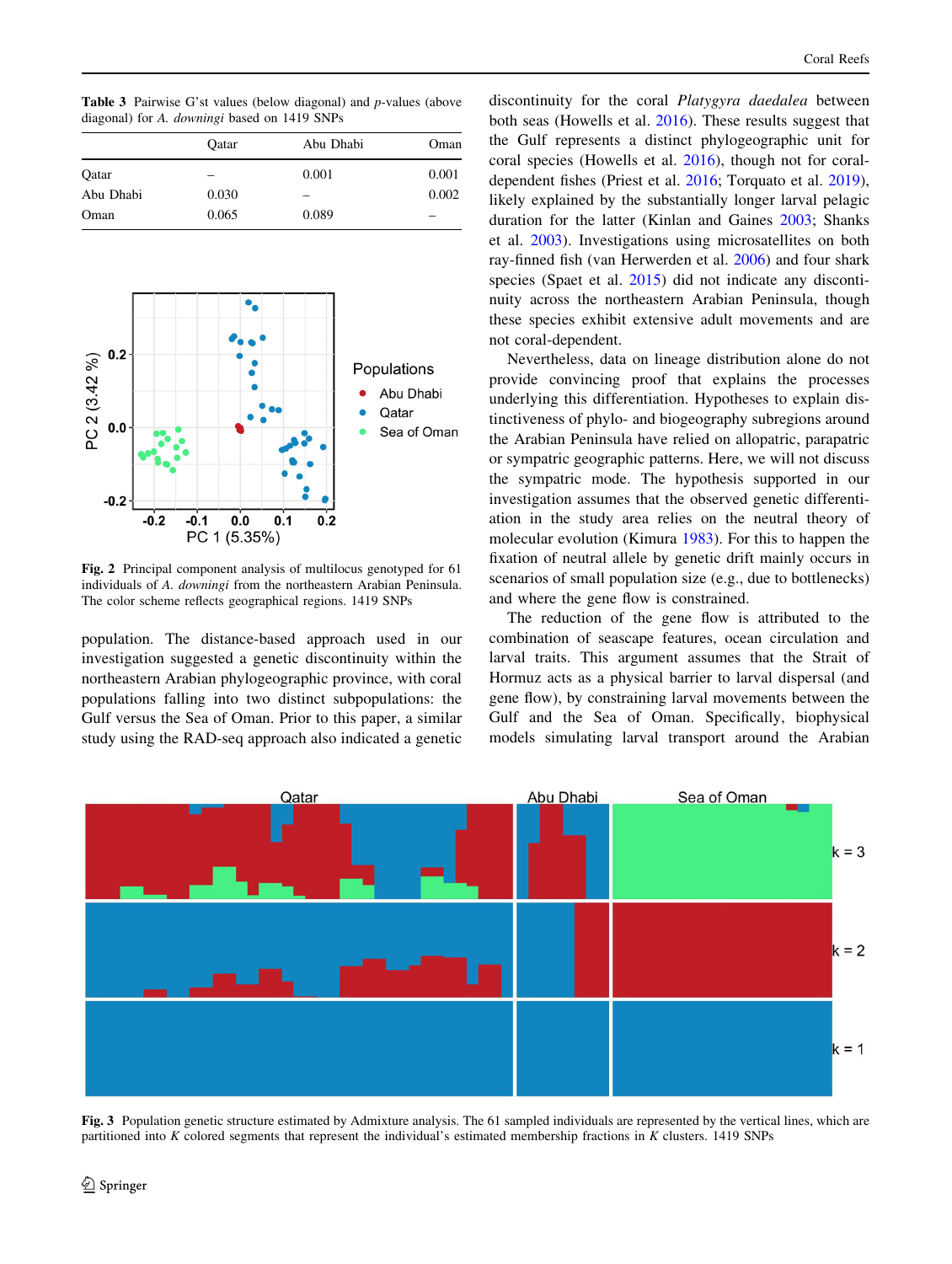**Table 3** Pairwise G'st values (below diagonal) and *p*-values (above diagonal) for *A. downingi* based on 1419 SNPs

| | Qatar | Abu Dhabi | Oman |
|---|---|---|---|
| Qatar | – | 0.001 | 0.001 |
| Abu Dhabi | 0.030 | – | 0.002 |
| Oman | 0.065 | 0.089 | – |

**Fig. 2** Principal component analysis of multilocus genotyped for 61 individuals of *A. downingi* from the northeastern Arabian Peninsula. The color scheme reflects geographical regions. 1419 SNPs

population. The distance-based approach used in our investigation suggested a genetic discontinuity within the northeastern Arabian phylogeographic province, with coral populations falling into two distinct subpopulations: the Gulf versus the Sea of Oman. Prior to this paper, a similar study using the RAD-seq approach also indicated a genetic discontinuity for the coral *Platygyra daedalea* between both seas (Howells et al. 2016). These results suggest that the Gulf represents a distinct phylogeographic unit for coral species (Howells et al. 2016), though not for coral-dependent fishes (Priest et al. 2016; Torquato et al. 2019), likely explained by the substantially longer larval pelagic duration for the latter (Kinlan and Gaines 2003; Shanks et al. 2003). Investigations using microsatellites on both ray-finned fish (van Herwerden et al. 2006) and four shark species (Spaet et al. 2015) did not indicate any discontinuity across the northeastern Arabian Peninsula, though these species exhibit extensive adult movements and are not coral-dependent.

Nevertheless, data on lineage distribution alone do not provide convincing proof that explains the processes underlying this differentiation. Hypotheses to explain distinctiveness of phylo- and biogeography subregions around the Arabian Peninsula have relied on allopatric, parapatric or sympatric geographic patterns. Here, we will not discuss the sympatric mode. The hypothesis supported in our investigation assumes that the observed genetic differentiation in the study area relies on the neutral theory of molecular evolution (Kimura 1983). For this to happen the fixation of neutral allele by genetic drift mainly occurs in scenarios of small population size (e.g., due to bottlenecks) and where the gene flow is constrained.

The reduction of the gene flow is attributed to the combination of seascape features, ocean circulation and larval traits. This argument assumes that the Strait of Hormuz acts as a physical barrier to larval dispersal (and gene flow), by constraining larval movements between the Gulf and the Sea of Oman. Specifically, biophysical models simulating larval transport around the Arabian

**Fig. 3** Population genetic structure estimated by Admixture analysis. The 61 sampled individuals are represented by the vertical lines, which are partitioned into *K* colored segments that represent the individual's estimated membership fractions in *K* clusters. 1419 SNPs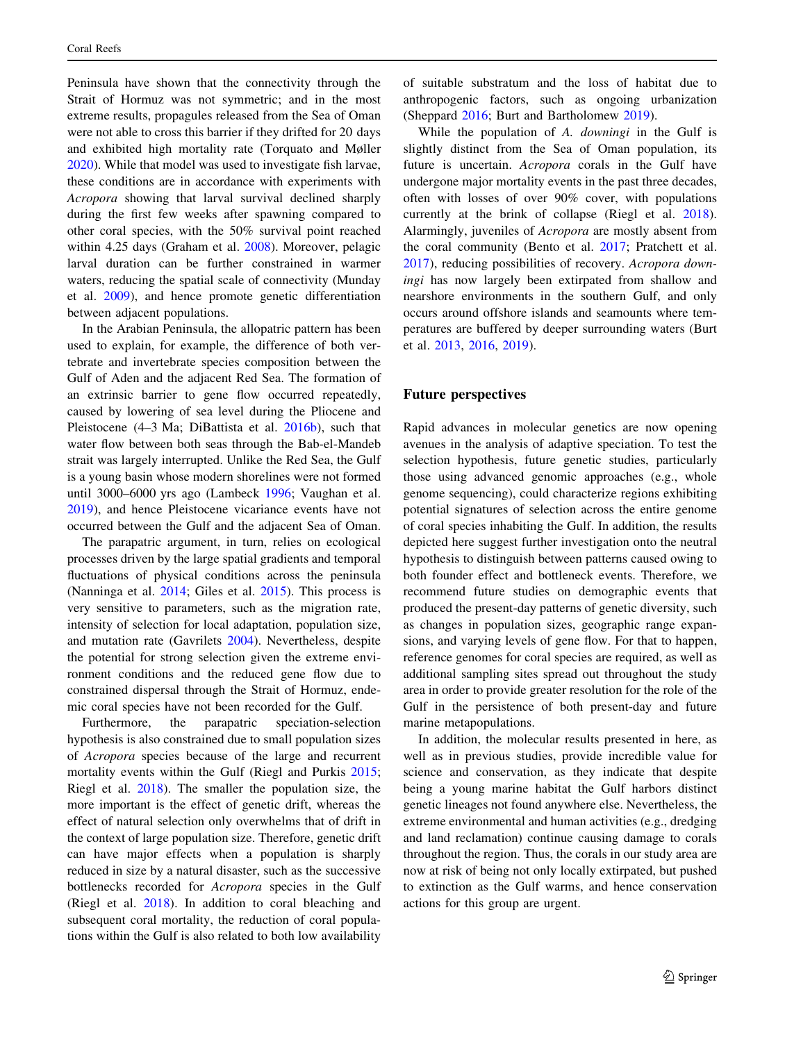Peninsula have shown that the connectivity through the Strait of Hormuz was not symmetric; and in the most extreme results, propagules released from the Sea of Oman were not able to cross this barrier if they drifted for 20 days and exhibited high mortality rate (Torquato and Møller 2020). While that model was used to investigate fish larvae, these conditions are in accordance with experiments with *Acropora* showing that larval survival declined sharply during the first few weeks after spawning compared to other coral species, with the 50% survival point reached within 4.25 days (Graham et al. 2008). Moreover, pelagic larval duration can be further constrained in warmer waters, reducing the spatial scale of connectivity (Munday et al. 2009), and hence promote genetic differentiation between adjacent populations.

In the Arabian Peninsula, the allopatric pattern has been used to explain, for example, the difference of both vertebrate and invertebrate species composition between the Gulf of Aden and the adjacent Red Sea. The formation of an extrinsic barrier to gene flow occurred repeatedly, caused by lowering of sea level during the Pliocene and Pleistocene (4–3 Ma; DiBattista et al. 2016b), such that water flow between both seas through the Bab-el-Mandeb strait was largely interrupted. Unlike the Red Sea, the Gulf is a young basin whose modern shorelines were not formed until 3000–6000 yrs ago (Lambeck 1996; Vaughan et al. 2019), and hence Pleistocene vicariance events have not occurred between the Gulf and the adjacent Sea of Oman.

The parapatric argument, in turn, relies on ecological processes driven by the large spatial gradients and temporal fluctuations of physical conditions across the peninsula (Nanninga et al. 2014; Giles et al. 2015). This process is very sensitive to parameters, such as the migration rate, intensity of selection for local adaptation, population size, and mutation rate (Gavrilets 2004). Nevertheless, despite the potential for strong selection given the extreme environment conditions and the reduced gene flow due to constrained dispersal through the Strait of Hormuz, endemic coral species have not been recorded for the Gulf.

Furthermore, the parapatric speciation-selection hypothesis is also constrained due to small population sizes of *Acropora* species because of the large and recurrent mortality events within the Gulf (Riegl and Purkis 2015; Riegl et al. 2018). The smaller the population size, the more important is the effect of genetic drift, whereas the effect of natural selection only overwhelms that of drift in the context of large population size. Therefore, genetic drift can have major effects when a population is sharply reduced in size by a natural disaster, such as the successive bottlenecks recorded for *Acropora* species in the Gulf (Riegl et al. 2018). In addition to coral bleaching and subsequent coral mortality, the reduction of coral populations within the Gulf is also related to both low availability of suitable substratum and the loss of habitat due to anthropogenic factors, such as ongoing urbanization (Sheppard 2016; Burt and Bartholomew 2019).

While the population of *A. downingi* in the Gulf is slightly distinct from the Sea of Oman population, its future is uncertain. *Acropora* corals in the Gulf have undergone major mortality events in the past three decades, often with losses of over 90% cover, with populations currently at the brink of collapse (Riegl et al. 2018). Alarmingly, juveniles of *Acropora* are mostly absent from the coral community (Bento et al. 2017; Pratchett et al. 2017), reducing possibilities of recovery. *Acropora downingi* has now largely been extirpated from shallow and nearshore environments in the southern Gulf, and only occurs around offshore islands and seamounts where temperatures are buffered by deeper surrounding waters (Burt et al. 2013, 2016, 2019).

## Future perspectives

Rapid advances in molecular genetics are now opening avenues in the analysis of adaptive speciation. To test the selection hypothesis, future genetic studies, particularly those using advanced genomic approaches (e.g., whole genome sequencing), could characterize regions exhibiting potential signatures of selection across the entire genome of coral species inhabiting the Gulf. In addition, the results depicted here suggest further investigation onto the neutral hypothesis to distinguish between patterns caused owing to both founder effect and bottleneck events. Therefore, we recommend future studies on demographic events that produced the present-day patterns of genetic diversity, such as changes in population sizes, geographic range expansions, and varying levels of gene flow. For that to happen, reference genomes for coral species are required, as well as additional sampling sites spread out throughout the study area in order to provide greater resolution for the role of the Gulf in the persistence of both present-day and future marine metapopulations.

In addition, the molecular results presented in here, as well as in previous studies, provide incredible value for science and conservation, as they indicate that despite being a young marine habitat the Gulf harbors distinct genetic lineages not found anywhere else. Nevertheless, the extreme environmental and human activities (e.g., dredging and land reclamation) continue causing damage to corals throughout the region. Thus, the corals in our study area are now at risk of being not only locally extirpated, but pushed to extinction as the Gulf warms, and hence conservation actions for this group are urgent.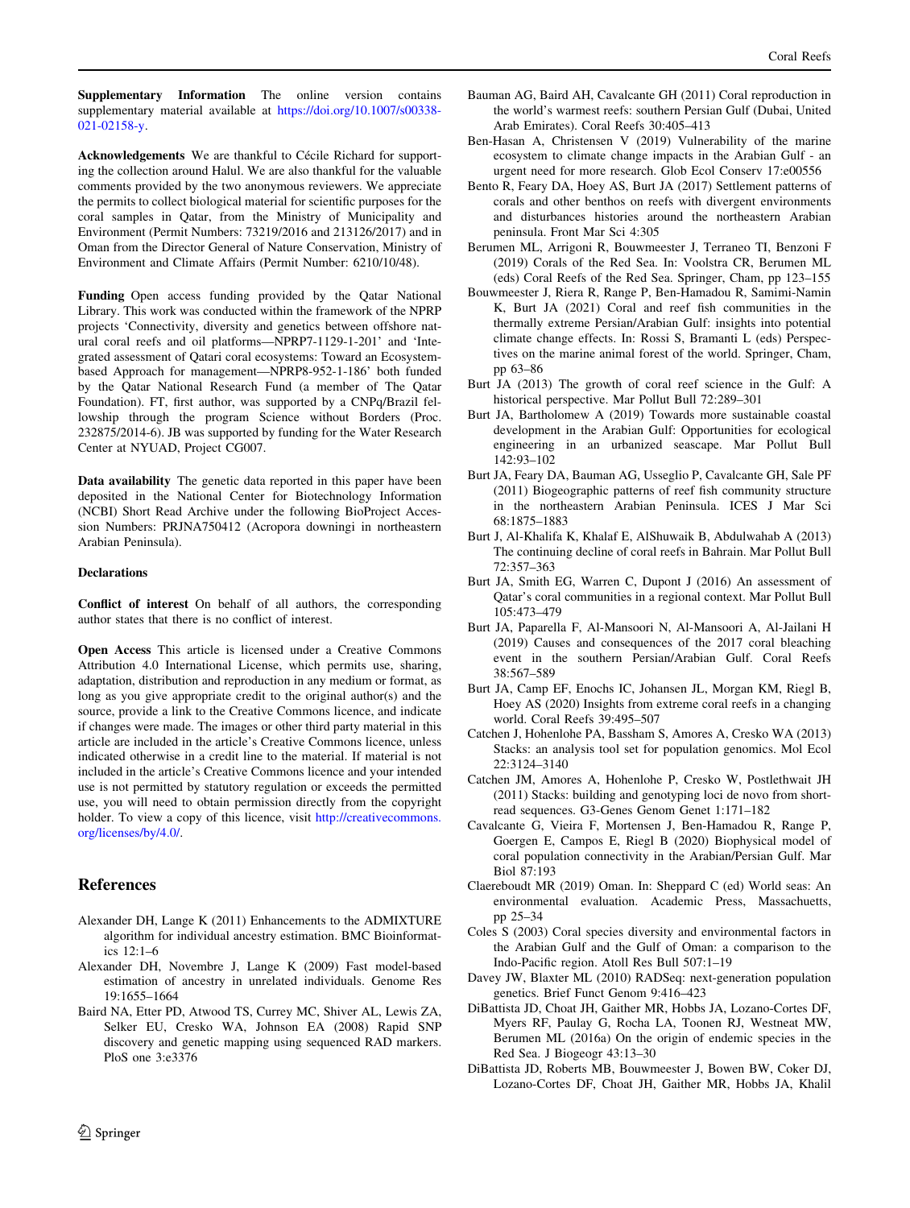**Supplementary Information** The online version contains supplementary material available at https://doi.org/10.1007/s00338-021-02158-y.

**Acknowledgements** We are thankful to Cécile Richard for supporting the collection around Halul. We are also thankful for the valuable comments provided by the two anonymous reviewers. We appreciate the permits to collect biological material for scientific purposes for the coral samples in Qatar, from the Ministry of Municipality and Environment (Permit Numbers: 73219/2016 and 213126/2017) and in Oman from the Director General of Nature Conservation, Ministry of Environment and Climate Affairs (Permit Number: 6210/10/48).

**Funding** Open access funding provided by the Qatar National Library. This work was conducted within the framework of the NPRP projects 'Connectivity, diversity and genetics between offshore natural coral reefs and oil platforms—NPRP7-1129-1-201' and 'Integrated assessment of Qatari coral ecosystems: Toward an Ecosystem-based Approach for management—NPRP8-952-1-186' both funded by the Qatar National Research Fund (a member of The Qatar Foundation). FT, first author, was supported by a CNPq/Brazil fellowship through the program Science without Borders (Proc. 232875/2014-6). JB was supported by funding for the Water Research Center at NYUAD, Project CG007.

**Data availability** The genetic data reported in this paper have been deposited in the National Center for Biotechnology Information (NCBI) Short Read Archive under the following BioProject Accession Numbers: PRJNA750412 (Acropora downingi in northeastern Arabian Peninsula).

**Declarations**

**Conflict of interest** On behalf of all authors, the corresponding author states that there is no conflict of interest.

**Open Access** This article is licensed under a Creative Commons Attribution 4.0 International License, which permits use, sharing, adaptation, distribution and reproduction in any medium or format, as long as you give appropriate credit to the original author(s) and the source, provide a link to the Creative Commons licence, and indicate if changes were made. The images or other third party material in this article are included in the article's Creative Commons licence, unless indicated otherwise in a credit line to the material. If material is not included in the article's Creative Commons licence and your intended use is not permitted by statutory regulation or exceeds the permitted use, you will need to obtain permission directly from the copyright holder. To view a copy of this licence, visit http://creativecommons.org/licenses/by/4.0/.

## References

Alexander DH, Lange K (2011) Enhancements to the ADMIXTURE algorithm for individual ancestry estimation. BMC Bioinformatics 12:1–6

Alexander DH, Novembre J, Lange K (2009) Fast model-based estimation of ancestry in unrelated individuals. Genome Res 19:1655–1664

Baird NA, Etter PD, Atwood TS, Currey MC, Shiver AL, Lewis ZA, Selker EU, Cresko WA, Johnson EA (2008) Rapid SNP discovery and genetic mapping using sequenced RAD markers. PloS one 3:e3376

Bauman AG, Baird AH, Cavalcante GH (2011) Coral reproduction in the world's warmest reefs: southern Persian Gulf (Dubai, United Arab Emirates). Coral Reefs 30:405–413

Ben-Hasan A, Christensen V (2019) Vulnerability of the marine ecosystem to climate change impacts in the Arabian Gulf - an urgent need for more research. Glob Ecol Conserv 17:e00556

Bento R, Feary DA, Hoey AS, Burt JA (2017) Settlement patterns of corals and other benthos on reefs with divergent environments and disturbances histories around the northeastern Arabian peninsula. Front Mar Sci 4:305

Berumen ML, Arrigoni R, Bouwmeester J, Terraneo TI, Benzoni F (2019) Corals of the Red Sea. In: Voolstra CR, Berumen ML (eds) Coral Reefs of the Red Sea. Springer, Cham, pp 123–155

Bouwmeester J, Riera R, Range P, Ben-Hamadou R, Samimi-Namin K, Burt JA (2021) Coral and reef fish communities in the thermally extreme Persian/Arabian Gulf: insights into potential climate change effects. In: Rossi S, Bramanti L (eds) Perspectives on the marine animal forest of the world. Springer, Cham, pp 63–86

Burt JA (2013) The growth of coral reef science in the Gulf: A historical perspective. Mar Pollut Bull 72:289–301

Burt JA, Bartholomew A (2019) Towards more sustainable coastal development in the Arabian Gulf: Opportunities for ecological engineering in an urbanized seascape. Mar Pollut Bull 142:93–102

Burt JA, Feary DA, Bauman AG, Usseglio P, Cavalcante GH, Sale PF (2011) Biogeographic patterns of reef fish community structure in the northeastern Arabian Peninsula. ICES J Mar Sci 68:1875–1883

Burt J, Al-Khalifa K, Khalaf E, AlShuwaik B, Abdulwahab A (2013) The continuing decline of coral reefs in Bahrain. Mar Pollut Bull 72:357–363

Burt JA, Smith EG, Warren C, Dupont J (2016) An assessment of Qatar's coral communities in a regional context. Mar Pollut Bull 105:473–479

Burt JA, Paparella F, Al-Mansoori N, Al-Mansoori A, Al-Jailani H (2019) Causes and consequences of the 2017 coral bleaching event in the southern Persian/Arabian Gulf. Coral Reefs 38:567–589

Burt JA, Camp EF, Enochs IC, Johansen JL, Morgan KM, Riegl B, Hoey AS (2020) Insights from extreme coral reefs in a changing world. Coral Reefs 39:495–507

Catchen J, Hohenlohe PA, Bassham S, Amores A, Cresko WA (2013) Stacks: an analysis tool set for population genomics. Mol Ecol 22:3124–3140

Catchen JM, Amores A, Hohenlohe P, Cresko W, Postlethwait JH (2011) Stacks: building and genotyping loci de novo from short-read sequences. G3-Genes Genom Genet 1:171–182

Cavalcante G, Vieira F, Mortensen J, Ben-Hamadou R, Range P, Goergen E, Campos E, Riegl B (2020) Biophysical model of coral population connectivity in the Arabian/Persian Gulf. Mar Biol 87:193

Claereboudt MR (2019) Oman. In: Sheppard C (ed) World seas: An environmental evaluation. Academic Press, Massachuetts, pp 25–34

Coles S (2003) Coral species diversity and environmental factors in the Arabian Gulf and the Gulf of Oman: a comparison to the Indo-Pacific region. Atoll Res Bull 507:1–19

Davey JW, Blaxter ML (2010) RADSeq: next-generation population genetics. Brief Funct Genom 9:416–423

DiBattista JD, Choat JH, Gaither MR, Hobbs JA, Lozano-Cortes DF, Myers RF, Paulay G, Rocha LA, Toonen RJ, Westneat MW, Berumen ML (2016a) On the origin of endemic species in the Red Sea. J Biogeogr 43:13–30

DiBattista JD, Roberts MB, Bouwmeester J, Bowen BW, Coker DJ, Lozano-Cortes DF, Choat JH, Gaither MR, Hobbs JA, Khalil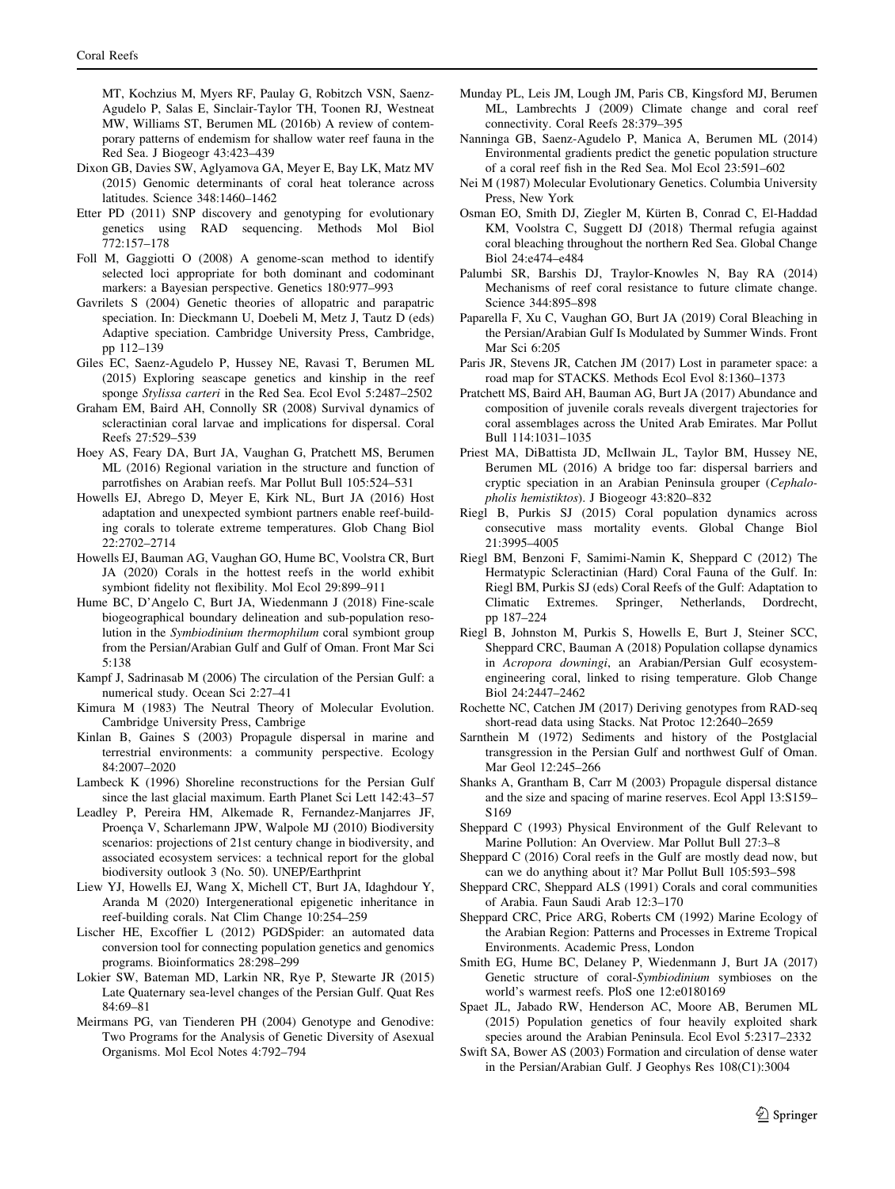MT, Kochzius M, Myers RF, Paulay G, Robitzch VSN, Saenz-Agudelo P, Salas E, Sinclair-Taylor TH, Toonen RJ, Westneat MW, Williams ST, Berumen ML (2016b) A review of contemporary patterns of endemism for shallow water reef fauna in the Red Sea. J Biogeogr 43:423–439

Dixon GB, Davies SW, Aglyamova GA, Meyer E, Bay LK, Matz MV (2015) Genomic determinants of coral heat tolerance across latitudes. Science 348:1460–1462

Etter PD (2011) SNP discovery and genotyping for evolutionary genetics using RAD sequencing. Methods Mol Biol 772:157–178

Foll M, Gaggiotti O (2008) A genome-scan method to identify selected loci appropriate for both dominant and codominant markers: a Bayesian perspective. Genetics 180:977–993

Gavrilets S (2004) Genetic theories of allopatric and parapatric speciation. In: Dieckmann U, Doebeli M, Metz J, Tautz D (eds) Adaptive speciation. Cambridge University Press, Cambridge, pp 112–139

Giles EC, Saenz-Agudelo P, Hussey NE, Ravasi T, Berumen ML (2015) Exploring seascape genetics and kinship in the reef sponge *Stylissa carteri* in the Red Sea. Ecol Evol 5:2487–2502

Graham EM, Baird AH, Connolly SR (2008) Survival dynamics of scleractinian coral larvae and implications for dispersal. Coral Reefs 27:529–539

Hoey AS, Feary DA, Burt JA, Vaughan G, Pratchett MS, Berumen ML (2016) Regional variation in the structure and function of parrotfishes on Arabian reefs. Mar Pollut Bull 105:524–531

Howells EJ, Abrego D, Meyer E, Kirk NL, Burt JA (2016) Host adaptation and unexpected symbiont partners enable reef-building corals to tolerate extreme temperatures. Glob Chang Biol 22:2702–2714

Howells EJ, Bauman AG, Vaughan GO, Hume BC, Voolstra CR, Burt JA (2020) Corals in the hottest reefs in the world exhibit symbiont fidelity not flexibility. Mol Ecol 29:899–911

Hume BC, D'Angelo C, Burt JA, Wiedenmann J (2018) Fine-scale biogeographical boundary delineation and sub-population resolution in the *Symbiodinium thermophilum* coral symbiont group from the Persian/Arabian Gulf and Gulf of Oman. Front Mar Sci 5:138

Kampf J, Sadrinasab M (2006) The circulation of the Persian Gulf: a numerical study. Ocean Sci 2:27–41

Kimura M (1983) The Neutral Theory of Molecular Evolution. Cambridge University Press, Cambrige

Kinlan B, Gaines S (2003) Propagule dispersal in marine and terrestrial environments: a community perspective. Ecology 84:2007–2020

Lambeck K (1996) Shoreline reconstructions for the Persian Gulf since the last glacial maximum. Earth Planet Sci Lett 142:43–57

Leadley P, Pereira HM, Alkemade R, Fernandez-Manjarres JF, Proença V, Scharlemann JPW, Walpole MJ (2010) Biodiversity scenarios: projections of 21st century change in biodiversity, and associated ecosystem services: a technical report for the global biodiversity outlook 3 (No. 50). UNEP/Earthprint

Liew YJ, Howells EJ, Wang X, Michell CT, Burt JA, Idaghdour Y, Aranda M (2020) Intergenerational epigenetic inheritance in reef-building corals. Nat Clim Change 10:254–259

Lischer HE, Excoffier L (2012) PGDSpider: an automated data conversion tool for connecting population genetics and genomics programs. Bioinformatics 28:298–299

Lokier SW, Bateman MD, Larkin NR, Rye P, Stewarte JR (2015) Late Quaternary sea-level changes of the Persian Gulf. Quat Res 84:69–81

Meirmans PG, van Tienderen PH (2004) Genotype and Genodive: Two Programs for the Analysis of Genetic Diversity of Asexual Organisms. Mol Ecol Notes 4:792–794

Munday PL, Leis JM, Lough JM, Paris CB, Kingsford MJ, Berumen ML, Lambrechts J (2009) Climate change and coral reef connectivity. Coral Reefs 28:379–395

Nanninga GB, Saenz-Agudelo P, Manica A, Berumen ML (2014) Environmental gradients predict the genetic population structure of a coral reef fish in the Red Sea. Mol Ecol 23:591–602

Nei M (1987) Molecular Evolutionary Genetics. Columbia University Press, New York

Osman EO, Smith DJ, Ziegler M, Kürten B, Conrad C, El-Haddad KM, Voolstra C, Suggett DJ (2018) Thermal refugia against coral bleaching throughout the northern Red Sea. Global Change Biol 24:e474–e484

Palumbi SR, Barshis DJ, Traylor-Knowles N, Bay RA (2014) Mechanisms of reef coral resistance to future climate change. Science 344:895–898

Paparella F, Xu C, Vaughan GO, Burt JA (2019) Coral Bleaching in the Persian/Arabian Gulf Is Modulated by Summer Winds. Front Mar Sci 6:205

Paris JR, Stevens JR, Catchen JM (2017) Lost in parameter space: a road map for STACKS. Methods Ecol Evol 8:1360–1373

Pratchett MS, Baird AH, Bauman AG, Burt JA (2017) Abundance and composition of juvenile corals reveals divergent trajectories for coral assemblages across the United Arab Emirates. Mar Pollut Bull 114:1031–1035

Priest MA, DiBattista JD, McIlwain JL, Taylor BM, Hussey NE, Berumen ML (2016) A bridge too far: dispersal barriers and cryptic speciation in an Arabian Peninsula grouper (*Cephalopholis hemistiktos*). J Biogeogr 43:820–832

Riegl B, Purkis SJ (2015) Coral population dynamics across consecutive mass mortality events. Global Change Biol 21:3995–4005

Riegl BM, Benzoni F, Samimi-Namin K, Sheppard C (2012) The Hermatypic Scleractinian (Hard) Coral Fauna of the Gulf. In: Riegl BM, Purkis SJ (eds) Coral Reefs of the Gulf: Adaptation to Climatic Extremes. Springer, Netherlands, Dordrecht, pp 187–224

Riegl B, Johnston M, Purkis S, Howells E, Burt J, Steiner SCC, Sheppard CRC, Bauman A (2018) Population collapse dynamics in *Acropora downingi*, an Arabian/Persian Gulf ecosystem-engineering coral, linked to rising temperature. Glob Change Biol 24:2447–2462

Rochette NC, Catchen JM (2017) Deriving genotypes from RAD-seq short-read data using Stacks. Nat Protoc 12:2640–2659

Sarnthein M (1972) Sediments and history of the Postglacial transgression in the Persian Gulf and northwest Gulf of Oman. Mar Geol 12:245–266

Shanks A, Grantham B, Carr M (2003) Propagule dispersal distance and the size and spacing of marine reserves. Ecol Appl 13:S159–S169

Sheppard C (1993) Physical Environment of the Gulf Relevant to Marine Pollution: An Overview. Mar Pollut Bull 27:3–8

Sheppard C (2016) Coral reefs in the Gulf are mostly dead now, but can we do anything about it? Mar Pollut Bull 105:593–598

Sheppard CRC, Sheppard ALS (1991) Corals and coral communities of Arabia. Faun Saudi Arab 12:3–170

Sheppard CRC, Price ARG, Roberts CM (1992) Marine Ecology of the Arabian Region: Patterns and Processes in Extreme Tropical Environments. Academic Press, London

Smith EG, Hume BC, Delaney P, Wiedenmann J, Burt JA (2017) Genetic structure of coral-*Symbiodinium* symbioses on the world's warmest reefs. PloS one 12:e0180169

Spaet JL, Jabado RW, Henderson AC, Moore AB, Berumen ML (2015) Population genetics of four heavily exploited shark species around the Arabian Peninsula. Ecol Evol 5:2317–2332

Swift SA, Bower AS (2003) Formation and circulation of dense water in the Persian/Arabian Gulf. J Geophys Res 108(C1):3004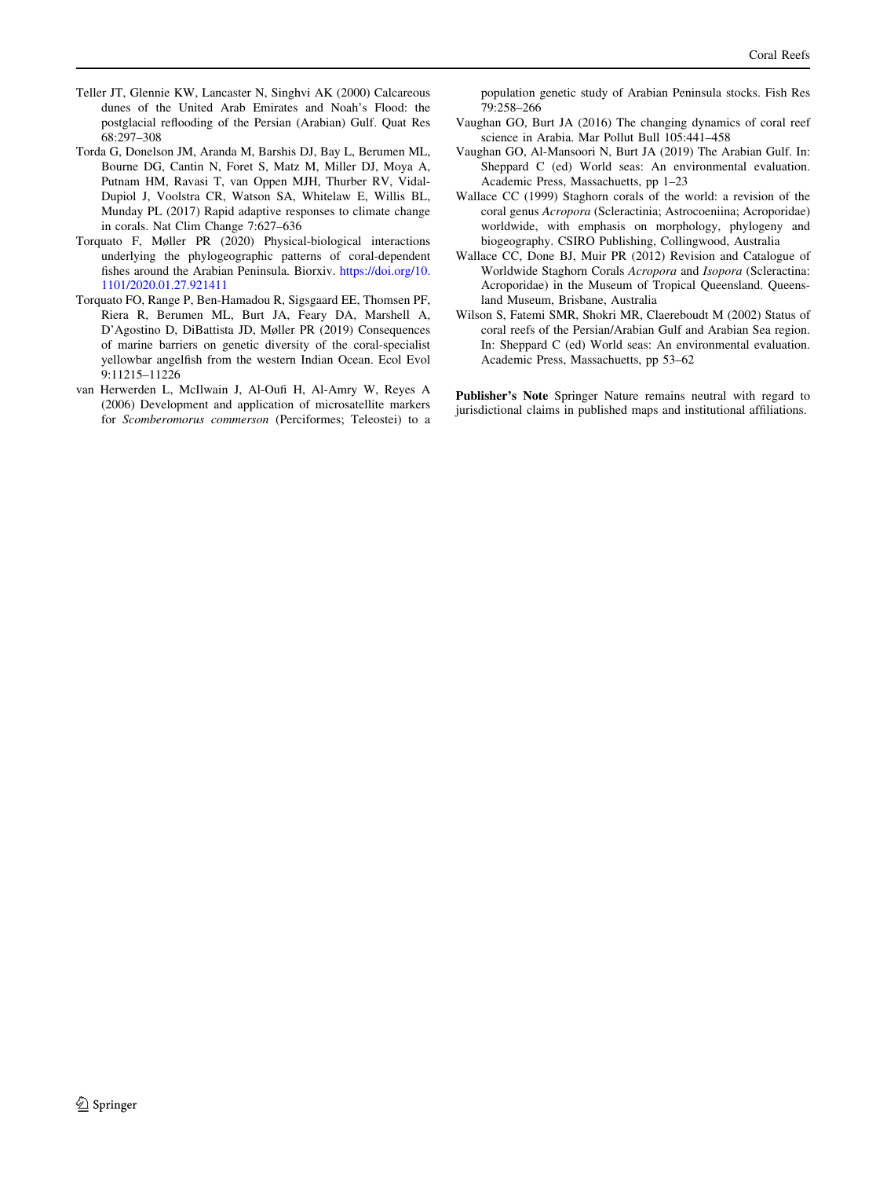Teller JT, Glennie KW, Lancaster N, Singhvi AK (2000) Calcareous dunes of the United Arab Emirates and Noah's Flood: the postglacial reflooding of the Persian (Arabian) Gulf. Quat Res 68:297–308

Torda G, Donelson JM, Aranda M, Barshis DJ, Bay L, Berumen ML, Bourne DG, Cantin N, Foret S, Matz M, Miller DJ, Moya A, Putnam HM, Ravasi T, van Oppen MJH, Thurber RV, Vidal-Dupiol J, Voolstra CR, Watson SA, Whitelaw E, Willis BL, Munday PL (2017) Rapid adaptive responses to climate change in corals. Nat Clim Change 7:627–636

Torquato F, Møller PR (2020) Physical-biological interactions underlying the phylogeographic patterns of coral-dependent fishes around the Arabian Peninsula. Biorxiv. https://doi.org/10.1101/2020.01.27.921411

Torquato FO, Range P, Ben-Hamadou R, Sigsgaard EE, Thomsen PF, Riera R, Berumen ML, Burt JA, Feary DA, Marshell A, D'Agostino D, DiBattista JD, Møller PR (2019) Consequences of marine barriers on genetic diversity of the coral-specialist yellowbar angelfish from the western Indian Ocean. Ecol Evol 9:11215–11226

van Herwerden L, McIlwain J, Al-Oufi H, Al-Amry W, Reyes A (2006) Development and application of microsatellite markers for *Scomberomorus commerson* (Perciformes; Teleostei) to a population genetic study of Arabian Peninsula stocks. Fish Res 79:258–266

Vaughan GO, Burt JA (2016) The changing dynamics of coral reef science in Arabia. Mar Pollut Bull 105:441–458

Vaughan GO, Al-Mansoori N, Burt JA (2019) The Arabian Gulf. In: Sheppard C (ed) World seas: An environmental evaluation. Academic Press, Massachuetts, pp 1–23

Wallace CC (1999) Staghorn corals of the world: a revision of the coral genus *Acropora* (Scleractinia; Astrocoeniina; Acroporidae) worldwide, with emphasis on morphology, phylogeny and biogeography. CSIRO Publishing, Collingwood, Australia

Wallace CC, Done BJ, Muir PR (2012) Revision and Catalogue of Worldwide Staghorn Corals *Acropora* and *Isopora* (Scleractina: Acroporidae) in the Museum of Tropical Queensland. Queensland Museum, Brisbane, Australia

Wilson S, Fatemi SMR, Shokri MR, Claereboudt M (2002) Status of coral reefs of the Persian/Arabian Gulf and Arabian Sea region. In: Sheppard C (ed) World seas: An environmental evaluation. Academic Press, Massachuetts, pp 53–62

**Publisher's Note** Springer Nature remains neutral with regard to jurisdictional claims in published maps and institutional affiliations.